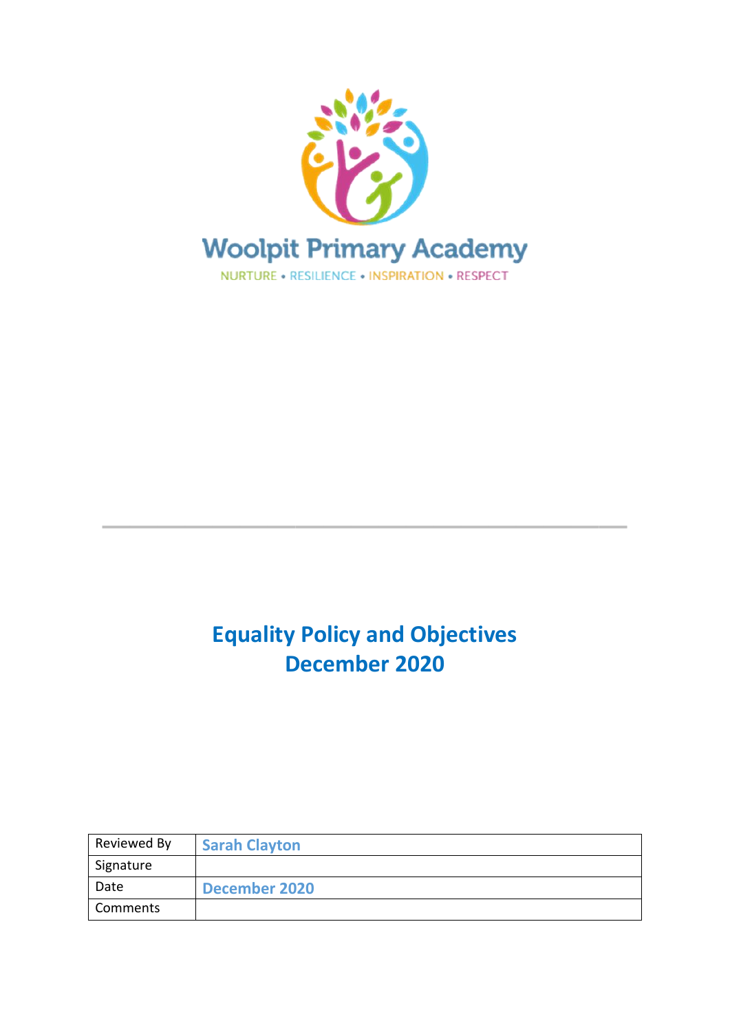Woolpit Primary Academy

NURTURE • RESILIENCE • INSPIRATION • RESPECT

# Equality Policy and Objectives
# December 2020

| Reviewed By | Sarah Clayton |
|---|---|
| Signature | |
| Date | December 2020 |
| Comments | |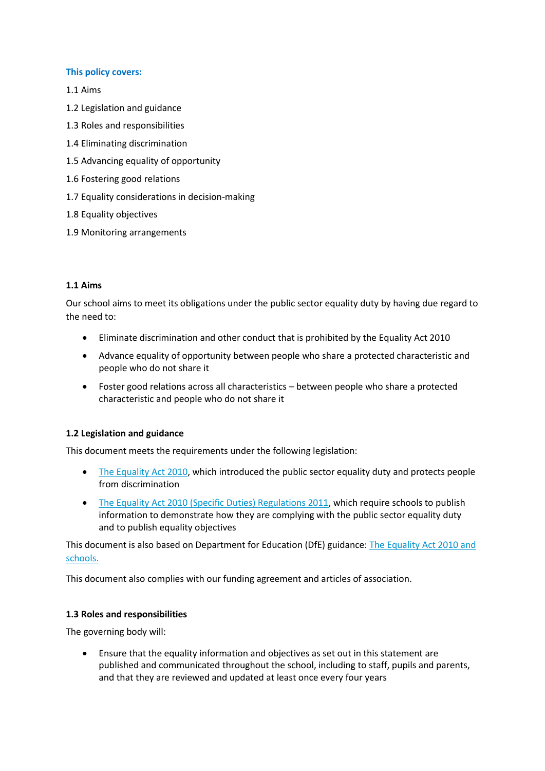**This policy covers:**

1.1 Aims

1.2 Legislation and guidance

1.3 Roles and responsibilities

1.4 Eliminating discrimination

1.5 Advancing equality of opportunity

1.6 Fostering good relations

1.7 Equality considerations in decision-making

1.8 Equality objectives

1.9 Monitoring arrangements

### 1.1 Aims

Our school aims to meet its obligations under the public sector equality duty by having due regard to the need to:

- Eliminate discrimination and other conduct that is prohibited by the Equality Act 2010
- Advance equality of opportunity between people who share a protected characteristic and people who do not share it
- Foster good relations across all characteristics – between people who share a protected characteristic and people who do not share it

### 1.2 Legislation and guidance

This document meets the requirements under the following legislation:

- The Equality Act 2010, which introduced the public sector equality duty and protects people from discrimination
- The Equality Act 2010 (Specific Duties) Regulations 2011, which require schools to publish information to demonstrate how they are complying with the public sector equality duty and to publish equality objectives

This document is also based on Department for Education (DfE) guidance: The Equality Act 2010 and schools.

This document also complies with our funding agreement and articles of association.

### 1.3 Roles and responsibilities

The governing body will:

- Ensure that the equality information and objectives as set out in this statement are published and communicated throughout the school, including to staff, pupils and parents, and that they are reviewed and updated at least once every four years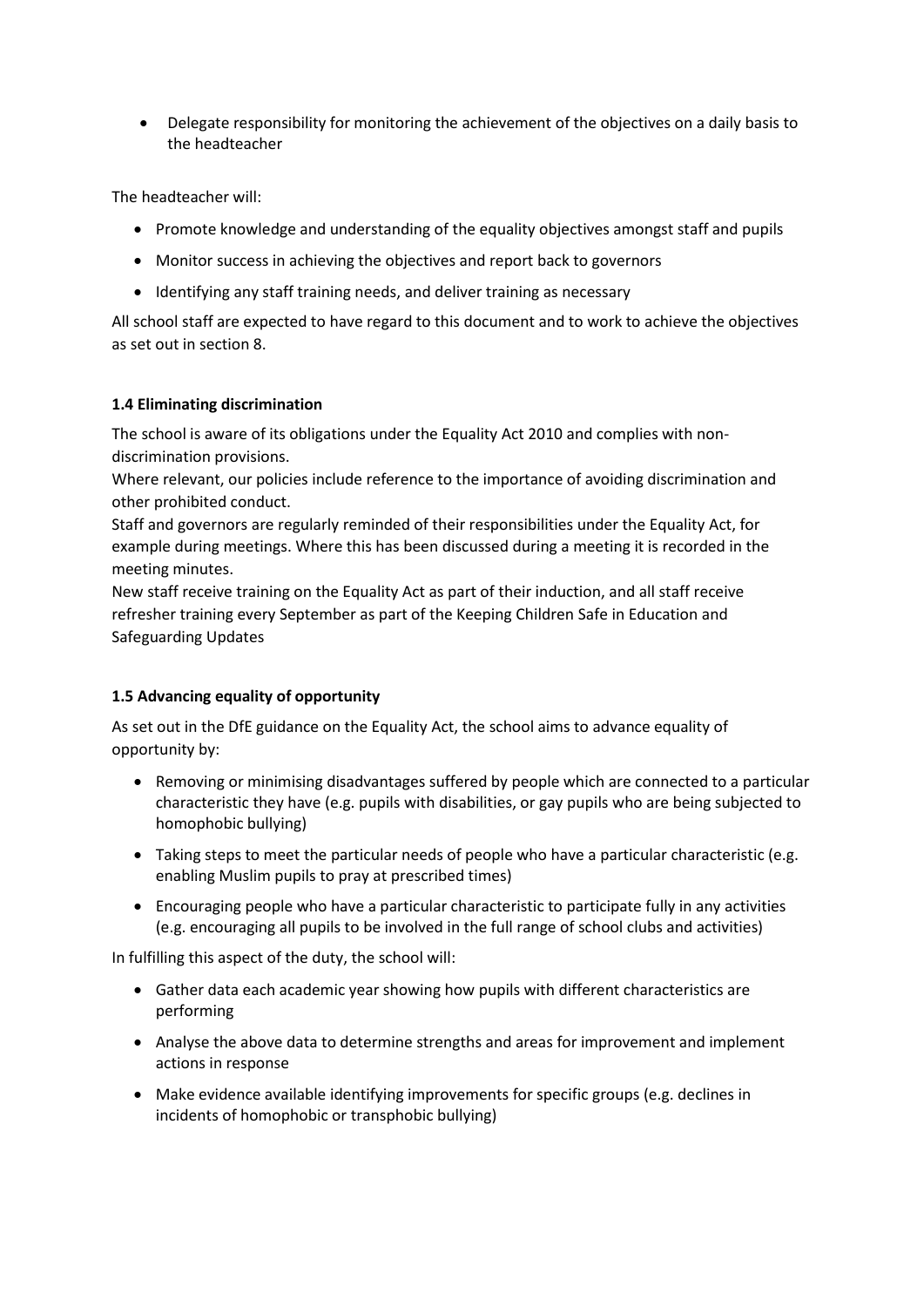- Delegate responsibility for monitoring the achievement of the objectives on a daily basis to the headteacher

The headteacher will:

- Promote knowledge and understanding of the equality objectives amongst staff and pupils
- Monitor success in achieving the objectives and report back to governors
- Identifying any staff training needs, and deliver training as necessary

All school staff are expected to have regard to this document and to work to achieve the objectives as set out in section 8.

**1.4 Eliminating discrimination**

The school is aware of its obligations under the Equality Act 2010 and complies with non-discrimination provisions.

Where relevant, our policies include reference to the importance of avoiding discrimination and other prohibited conduct.

Staff and governors are regularly reminded of their responsibilities under the Equality Act, for example during meetings. Where this has been discussed during a meeting it is recorded in the meeting minutes.

New staff receive training on the Equality Act as part of their induction, and all staff receive refresher training every September as part of the Keeping Children Safe in Education and Safeguarding Updates

**1.5 Advancing equality of opportunity**

As set out in the DfE guidance on the Equality Act, the school aims to advance equality of opportunity by:

- Removing or minimising disadvantages suffered by people which are connected to a particular characteristic they have (e.g. pupils with disabilities, or gay pupils who are being subjected to homophobic bullying)
- Taking steps to meet the particular needs of people who have a particular characteristic (e.g. enabling Muslim pupils to pray at prescribed times)
- Encouraging people who have a particular characteristic to participate fully in any activities (e.g. encouraging all pupils to be involved in the full range of school clubs and activities)

In fulfilling this aspect of the duty, the school will:

- Gather data each academic year showing how pupils with different characteristics are performing
- Analyse the above data to determine strengths and areas for improvement and implement actions in response
- Make evidence available identifying improvements for specific groups (e.g. declines in incidents of homophobic or transphobic bullying)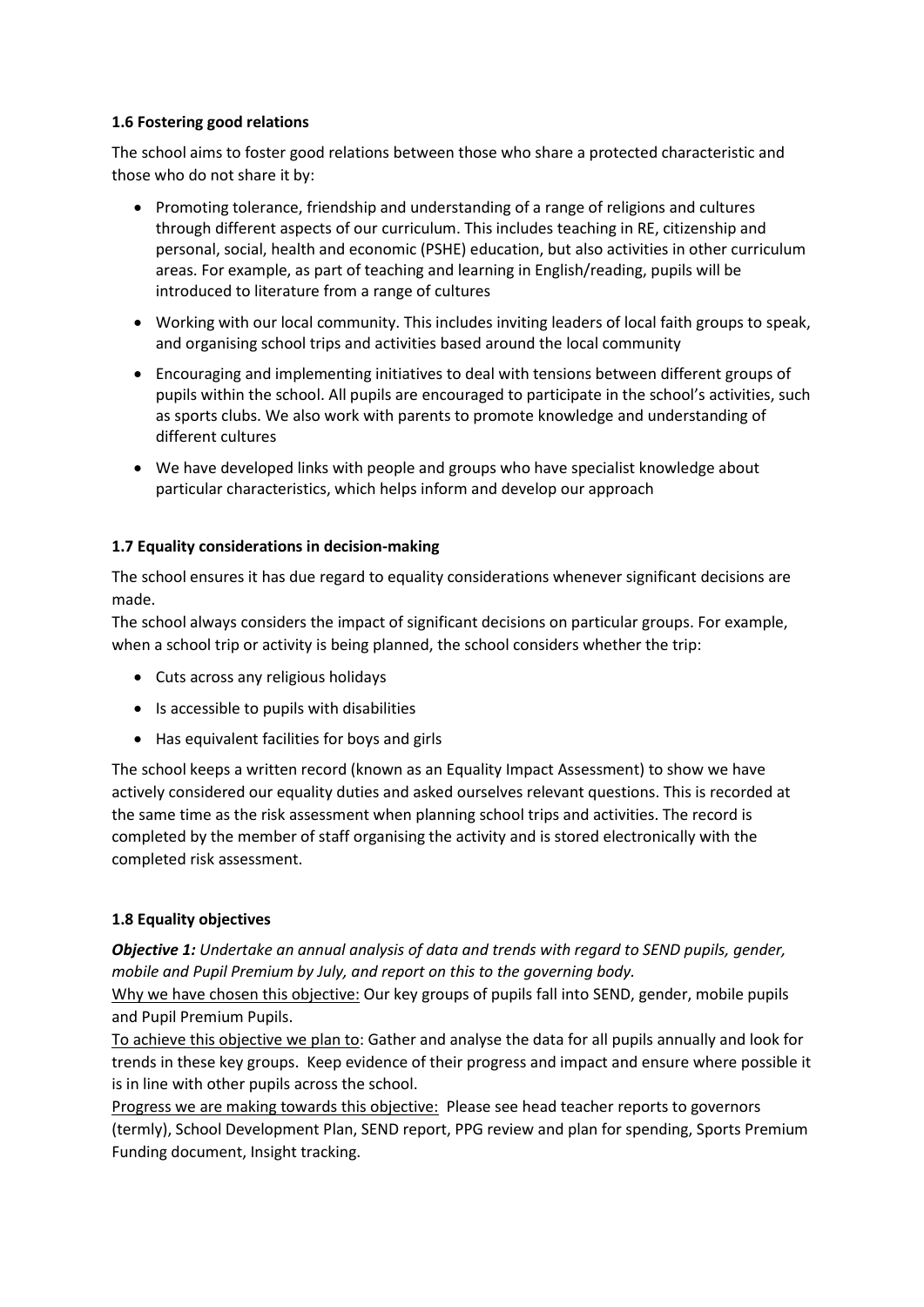### 1.6 Fostering good relations

The school aims to foster good relations between those who share a protected characteristic and those who do not share it by:

- Promoting tolerance, friendship and understanding of a range of religions and cultures through different aspects of our curriculum. This includes teaching in RE, citizenship and personal, social, health and economic (PSHE) education, but also activities in other curriculum areas. For example, as part of teaching and learning in English/reading, pupils will be introduced to literature from a range of cultures
- Working with our local community. This includes inviting leaders of local faith groups to speak, and organising school trips and activities based around the local community
- Encouraging and implementing initiatives to deal with tensions between different groups of pupils within the school. All pupils are encouraged to participate in the school's activities, such as sports clubs. We also work with parents to promote knowledge and understanding of different cultures
- We have developed links with people and groups who have specialist knowledge about particular characteristics, which helps inform and develop our approach

### 1.7 Equality considerations in decision-making

The school ensures it has due regard to equality considerations whenever significant decisions are made.

The school always considers the impact of significant decisions on particular groups. For example, when a school trip or activity is being planned, the school considers whether the trip:

- Cuts across any religious holidays
- Is accessible to pupils with disabilities
- Has equivalent facilities for boys and girls

The school keeps a written record (known as an Equality Impact Assessment) to show we have actively considered our equality duties and asked ourselves relevant questions. This is recorded at the same time as the risk assessment when planning school trips and activities. The record is completed by the member of staff organising the activity and is stored electronically with the completed risk assessment.

### 1.8 Equality objectives

***Objective 1:*** *Undertake an annual analysis of data and trends with regard to SEND pupils, gender, mobile and Pupil Premium by July, and report on this to the governing body.*

<u>Why we have chosen this objective:</u> Our key groups of pupils fall into SEND, gender, mobile pupils and Pupil Premium Pupils.

<u>To achieve this objective we plan to</u>: Gather and analyse the data for all pupils annually and look for trends in these key groups. Keep evidence of their progress and impact and ensure where possible it is in line with other pupils across the school.

<u>Progress we are making towards this objective:</u> Please see head teacher reports to governors (termly), School Development Plan, SEND report, PPG review and plan for spending, Sports Premium Funding document, Insight tracking.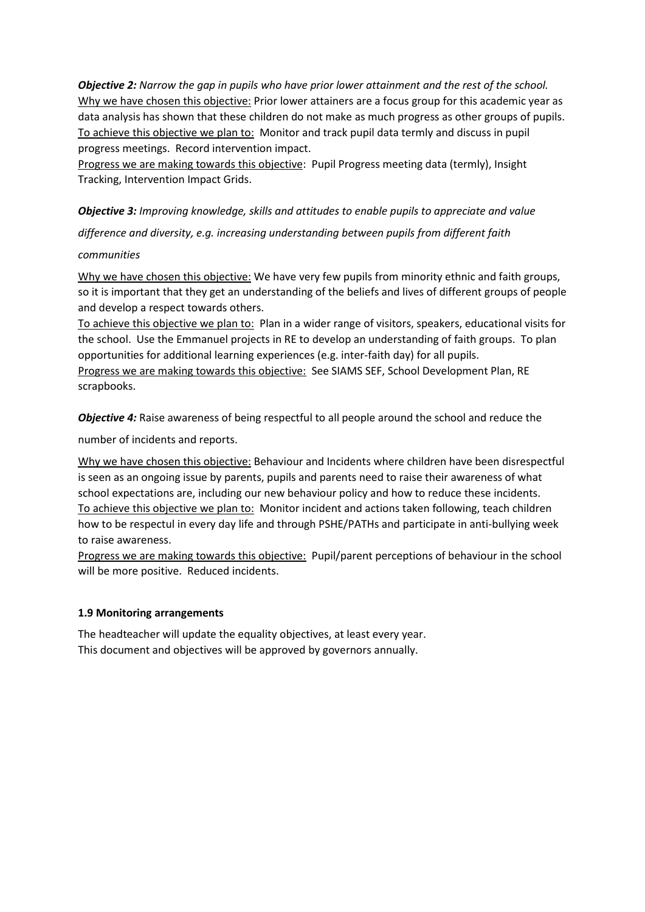***Objective 2:*** *Narrow the gap in pupils who have prior lower attainment and the rest of the school.*
<u>Why we have chosen this objective:</u> Prior lower attainers are a focus group for this academic year as data analysis has shown that these children do not make as much progress as other groups of pupils.
<u>To achieve this objective we plan to:</u> Monitor and track pupil data termly and discuss in pupil progress meetings. Record intervention impact.
<u>Progress we are making towards this objective</u>: Pupil Progress meeting data (termly), Insight Tracking, Intervention Impact Grids.

***Objective 3:*** *Improving knowledge, skills and attitudes to enable pupils to appreciate and value difference and diversity, e.g. increasing understanding between pupils from different faith communities*

<u>Why we have chosen this objective:</u> We have very few pupils from minority ethnic and faith groups, so it is important that they get an understanding of the beliefs and lives of different groups of people and develop a respect towards others.
<u>To achieve this objective we plan to:</u> Plan in a wider range of visitors, speakers, educational visits for the school. Use the Emmanuel projects in RE to develop an understanding of faith groups. To plan opportunities for additional learning experiences (e.g. inter-faith day) for all pupils.
<u>Progress we are making towards this objective:</u> See SIAMS SEF, School Development Plan, RE scrapbooks.

***Objective 4:*** Raise awareness of being respectful to all people around the school and reduce the number of incidents and reports.

<u>Why we have chosen this objective:</u> Behaviour and Incidents where children have been disrespectful is seen as an ongoing issue by parents, pupils and parents need to raise their awareness of what school expectations are, including our new behaviour policy and how to reduce these incidents.
<u>To achieve this objective we plan to:</u> Monitor incident and actions taken following, teach children how to be respectul in every day life and through PSHE/PATHs and participate in anti-bullying week to raise awareness.
<u>Progress we are making towards this objective:</u> Pupil/parent perceptions of behaviour in the school will be more positive. Reduced incidents.

### 1.9 Monitoring arrangements

The headteacher will update the equality objectives, at least every year.
This document and objectives will be approved by governors annually.